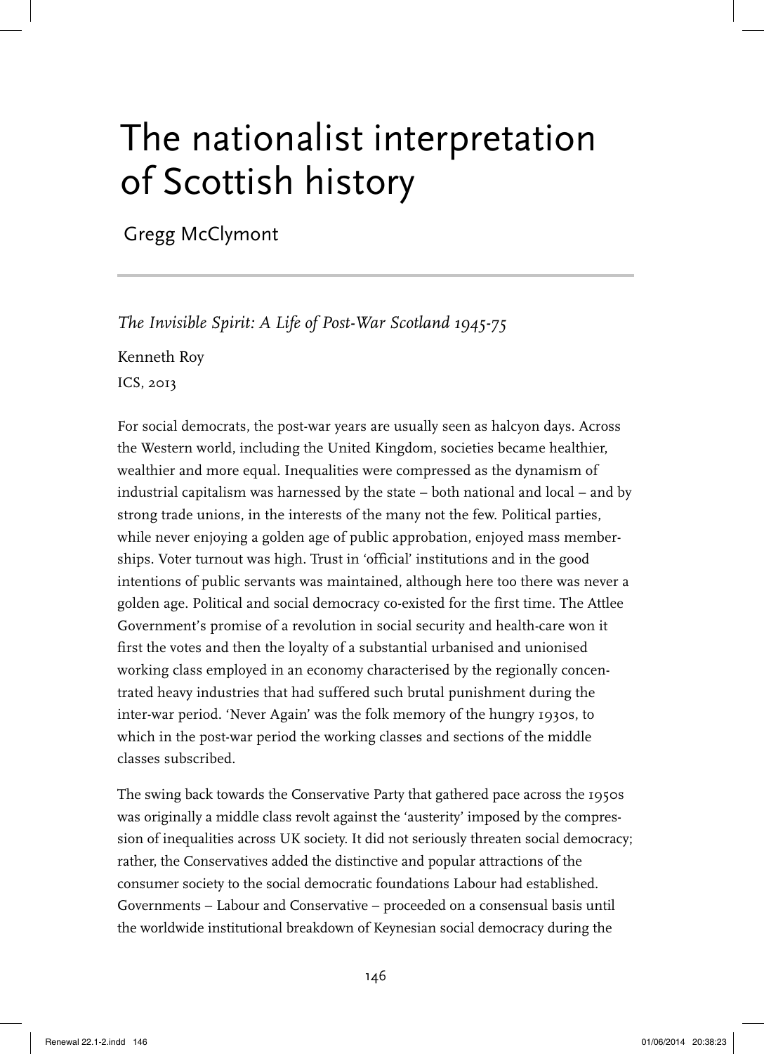# The nationalist interpretation of Scottish history

Gregg McClymont

*The Invisible Spirit: A Life of Post-War Scotland 1945-75*

Kenneth Roy

ICS, 2013

For social democrats, the post-war years are usually seen as halcyon days. Across the Western world, including the United Kingdom, societies became healthier, wealthier and more equal. Inequalities were compressed as the dynamism of industrial capitalism was harnessed by the state – both national and local – and by strong trade unions, in the interests of the many not the few. Political parties, while never enjoying a golden age of public approbation, enjoyed mass memberships. Voter turnout was high. Trust in 'official' institutions and in the good intentions of public servants was maintained, although here too there was never a golden age. Political and social democracy co-existed for the first time. The Attlee Government's promise of a revolution in social security and health-care won it first the votes and then the loyalty of a substantial urbanised and unionised working class employed in an economy characterised by the regionally concentrated heavy industries that had suffered such brutal punishment during the inter-war period. 'Never Again' was the folk memory of the hungry 1930s, to which in the post-war period the working classes and sections of the middle classes subscribed.

The swing back towards the Conservative Party that gathered pace across the 1950s was originally a middle class revolt against the 'austerity' imposed by the compression of inequalities across UK society. It did not seriously threaten social democracy; rather, the Conservatives added the distinctive and popular attractions of the consumer society to the social democratic foundations Labour had established. Governments – Labour and Conservative – proceeded on a consensual basis until the worldwide institutional breakdown of Keynesian social democracy during the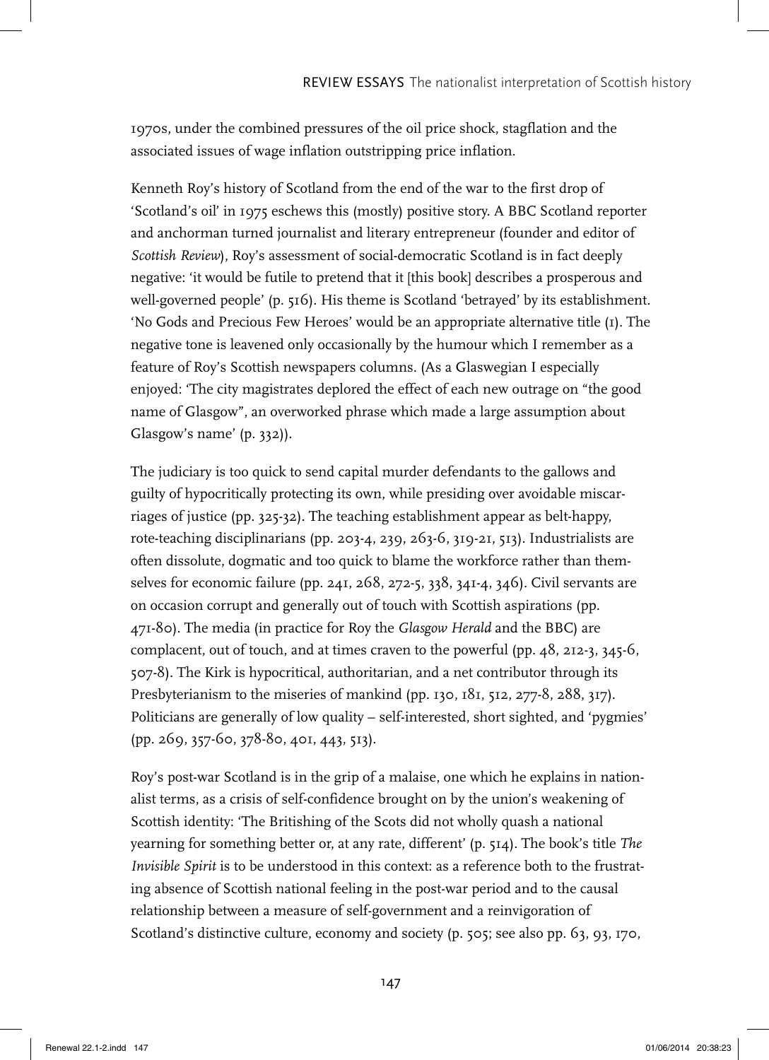1970s, under the combined pressures of the oil price shock, stagflation and the associated issues of wage inflation outstripping price inflation.

Kenneth Roy's history of Scotland from the end of the war to the first drop of 'Scotland's oil' in 1975 eschews this (mostly) positive story. A BBC Scotland reporter and anchorman turned journalist and literary entrepreneur (founder and editor of *Scottish Review*), Roy's assessment of social-democratic Scotland is in fact deeply negative: 'it would be futile to pretend that it [this book] describes a prosperous and well-governed people' (p. 516). His theme is Scotland 'betrayed' by its establishment. 'No Gods and Precious Few Heroes' would be an appropriate alternative title (1). The negative tone is leavened only occasionally by the humour which I remember as a feature of Roy's Scottish newspapers columns. (As a Glaswegian I especially enjoyed: 'The city magistrates deplored the effect of each new outrage on "the good name of Glasgow", an overworked phrase which made a large assumption about Glasgow's name' (p. 332)).

The judiciary is too quick to send capital murder defendants to the gallows and guilty of hypocritically protecting its own, while presiding over avoidable miscarriages of justice (pp. 325-32). The teaching establishment appear as belt-happy, rote-teaching disciplinarians (pp. 203-4, 239, 263-6, 319-21, 513). Industrialists are often dissolute, dogmatic and too quick to blame the workforce rather than themselves for economic failure (pp. 241, 268, 272-5, 338, 341-4, 346). Civil servants are on occasion corrupt and generally out of touch with Scottish aspirations (pp. 471-80). The media (in practice for Roy the *Glasgow Herald* and the BBC) are complacent, out of touch, and at times craven to the powerful (pp. 48, 212-3, 345-6, 507-8). The Kirk is hypocritical, authoritarian, and a net contributor through its Presbyterianism to the miseries of mankind (pp. 130, 181, 512, 277-8, 288, 317). Politicians are generally of low quality – self-interested, short sighted, and 'pygmies' (pp. 269, 357-60, 378-80, 401, 443, 513).

Roy's post-war Scotland is in the grip of a malaise, one which he explains in nationalist terms, as a crisis of self-confidence brought on by the union's weakening of Scottish identity: 'The Britishing of the Scots did not wholly quash a national yearning for something better or, at any rate, different' (p. 514). The book's title *The Invisible Spirit* is to be understood in this context: as a reference both to the frustrating absence of Scottish national feeling in the post-war period and to the causal relationship between a measure of self-government and a reinvigoration of Scotland's distinctive culture, economy and society (p. 505; see also pp. 63, 93, 170,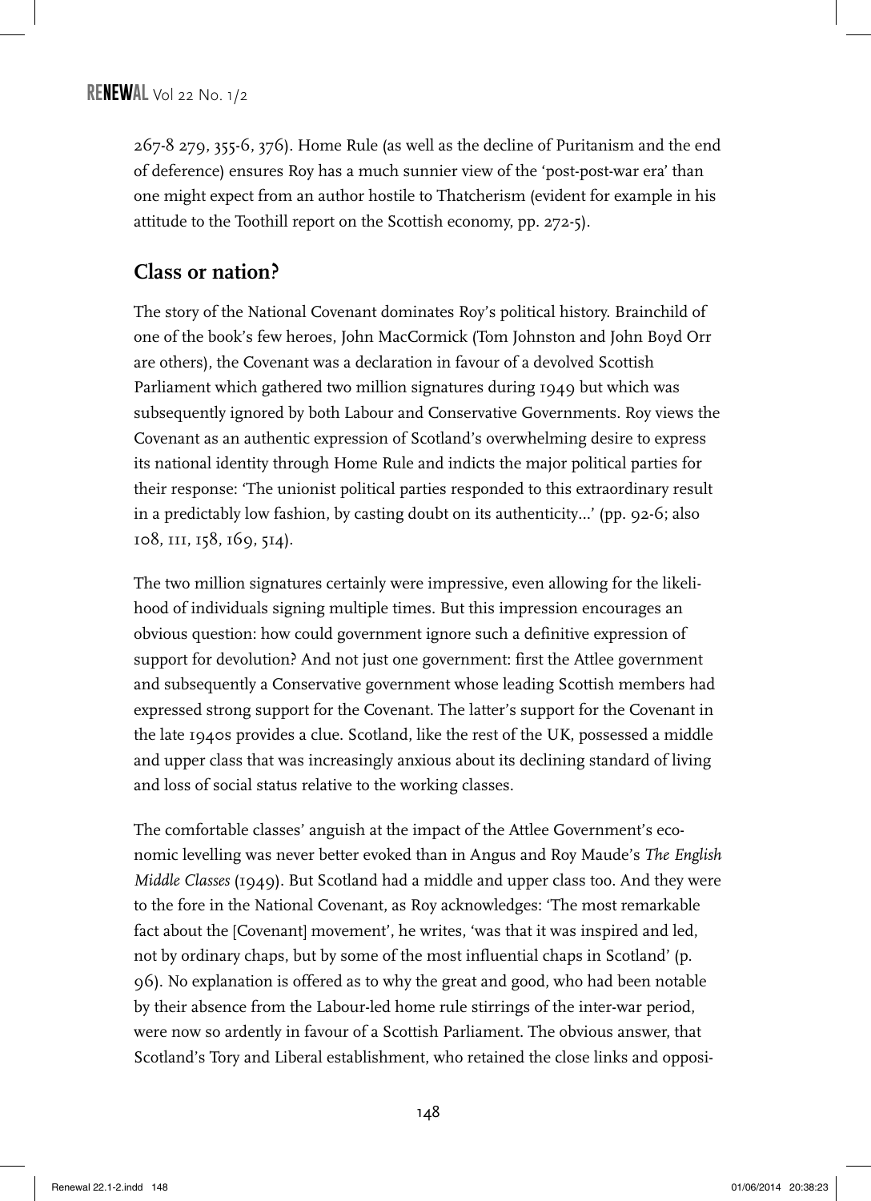267-8 279, 355-6, 376). Home Rule (as well as the decline of Puritanism and the end of deference) ensures Roy has a much sunnier view of the 'post-post-war era' than one might expect from an author hostile to Thatcherism (evident for example in his attitude to the Toothill report on the Scottish economy, pp. 272-5).

## Class or nation?

The story of the National Covenant dominates Roy's political history. Brainchild of one of the book's few heroes, John MacCormick (Tom Johnston and John Boyd Orr are others), the Covenant was a declaration in favour of a devolved Scottish Parliament which gathered two million signatures during 1949 but which was subsequently ignored by both Labour and Conservative Governments. Roy views the Covenant as an authentic expression of Scotland's overwhelming desire to express its national identity through Home Rule and indicts the major political parties for their response: 'The unionist political parties responded to this extraordinary result in a predictably low fashion, by casting doubt on its authenticity…' (pp. 92-6; also 108, 111, 158, 169, 514).

The two million signatures certainly were impressive, even allowing for the likelihood of individuals signing multiple times. But this impression encourages an obvious question: how could government ignore such a definitive expression of support for devolution? And not just one government: first the Attlee government and subsequently a Conservative government whose leading Scottish members had expressed strong support for the Covenant. The latter's support for the Covenant in the late 1940s provides a clue. Scotland, like the rest of the UK, possessed a middle and upper class that was increasingly anxious about its declining standard of living and loss of social status relative to the working classes.

The comfortable classes' anguish at the impact of the Attlee Government's economic levelling was never better evoked than in Angus and Roy Maude's *The English Middle Classes* (1949). But Scotland had a middle and upper class too. And they were to the fore in the National Covenant, as Roy acknowledges: 'The most remarkable fact about the [Covenant] movement', he writes, 'was that it was inspired and led, not by ordinary chaps, but by some of the most influential chaps in Scotland' (p. 96). No explanation is offered as to why the great and good, who had been notable by their absence from the Labour-led home rule stirrings of the inter-war period, were now so ardently in favour of a Scottish Parliament. The obvious answer, that Scotland's Tory and Liberal establishment, who retained the close links and opposi-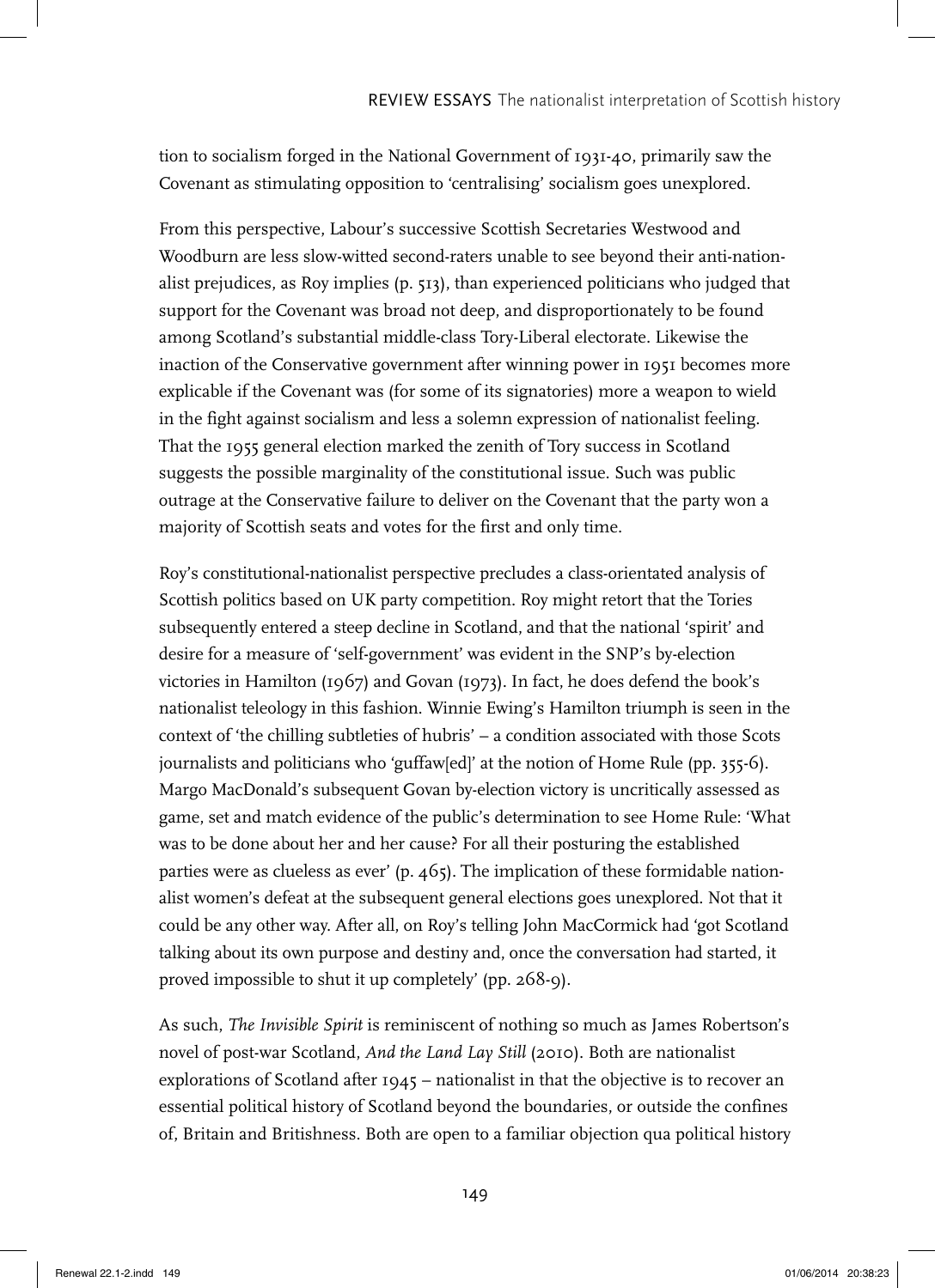tion to socialism forged in the National Government of 1931-40, primarily saw the Covenant as stimulating opposition to 'centralising' socialism goes unexplored.

From this perspective, Labour's successive Scottish Secretaries Westwood and Woodburn are less slow-witted second-raters unable to see beyond their anti-nationalist prejudices, as Roy implies (p. 513), than experienced politicians who judged that support for the Covenant was broad not deep, and disproportionately to be found among Scotland's substantial middle-class Tory-Liberal electorate. Likewise the inaction of the Conservative government after winning power in 1951 becomes more explicable if the Covenant was (for some of its signatories) more a weapon to wield in the fight against socialism and less a solemn expression of nationalist feeling. That the 1955 general election marked the zenith of Tory success in Scotland suggests the possible marginality of the constitutional issue. Such was public outrage at the Conservative failure to deliver on the Covenant that the party won a majority of Scottish seats and votes for the first and only time.

Roy's constitutional-nationalist perspective precludes a class-orientated analysis of Scottish politics based on UK party competition. Roy might retort that the Tories subsequently entered a steep decline in Scotland, and that the national 'spirit' and desire for a measure of 'self-government' was evident in the SNP's by-election victories in Hamilton (1967) and Govan (1973). In fact, he does defend the book's nationalist teleology in this fashion. Winnie Ewing's Hamilton triumph is seen in the context of 'the chilling subtleties of hubris' – a condition associated with those Scots journalists and politicians who 'guffaw[ed]' at the notion of Home Rule (pp. 355-6). Margo MacDonald's subsequent Govan by-election victory is uncritically assessed as game, set and match evidence of the public's determination to see Home Rule: 'What was to be done about her and her cause? For all their posturing the established parties were as clueless as ever' (p. 465). The implication of these formidable nationalist women's defeat at the subsequent general elections goes unexplored. Not that it could be any other way. After all, on Roy's telling John MacCormick had 'got Scotland talking about its own purpose and destiny and, once the conversation had started, it proved impossible to shut it up completely' (pp. 268-9).

As such, *The Invisible Spirit* is reminiscent of nothing so much as James Robertson's novel of post-war Scotland, *And the Land Lay Still* (2010). Both are nationalist explorations of Scotland after 1945 – nationalist in that the objective is to recover an essential political history of Scotland beyond the boundaries, or outside the confines of, Britain and Britishness. Both are open to a familiar objection qua political history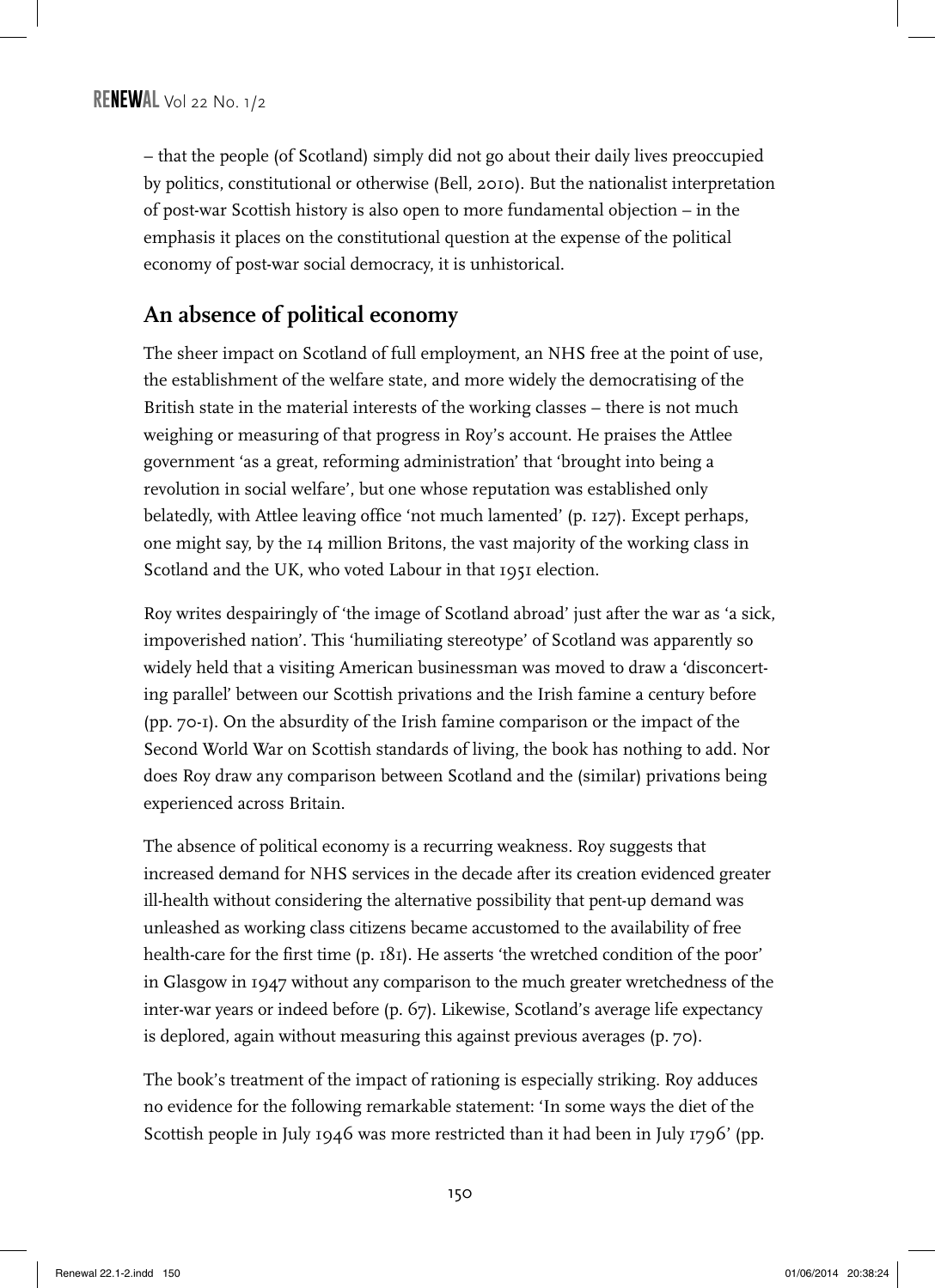– that the people (of Scotland) simply did not go about their daily lives preoccupied by politics, constitutional or otherwise (Bell, 2010). But the nationalist interpretation of post-war Scottish history is also open to more fundamental objection – in the emphasis it places on the constitutional question at the expense of the political economy of post-war social democracy, it is unhistorical.

## An absence of political economy

The sheer impact on Scotland of full employment, an NHS free at the point of use, the establishment of the welfare state, and more widely the democratising of the British state in the material interests of the working classes – there is not much weighing or measuring of that progress in Roy's account. He praises the Attlee government 'as a great, reforming administration' that 'brought into being a revolution in social welfare', but one whose reputation was established only belatedly, with Attlee leaving office 'not much lamented' (p. 127). Except perhaps, one might say, by the 14 million Britons, the vast majority of the working class in Scotland and the UK, who voted Labour in that 1951 election.

Roy writes despairingly of 'the image of Scotland abroad' just after the war as 'a sick, impoverished nation'. This 'humiliating stereotype' of Scotland was apparently so widely held that a visiting American businessman was moved to draw a 'disconcerting parallel' between our Scottish privations and the Irish famine a century before (pp. 70-1). On the absurdity of the Irish famine comparison or the impact of the Second World War on Scottish standards of living, the book has nothing to add. Nor does Roy draw any comparison between Scotland and the (similar) privations being experienced across Britain.

The absence of political economy is a recurring weakness. Roy suggests that increased demand for NHS services in the decade after its creation evidenced greater ill-health without considering the alternative possibility that pent-up demand was unleashed as working class citizens became accustomed to the availability of free health-care for the first time (p. 181). He asserts 'the wretched condition of the poor' in Glasgow in 1947 without any comparison to the much greater wretchedness of the inter-war years or indeed before (p. 67). Likewise, Scotland's average life expectancy is deplored, again without measuring this against previous averages (p. 70).

The book's treatment of the impact of rationing is especially striking. Roy adduces no evidence for the following remarkable statement: 'In some ways the diet of the Scottish people in July 1946 was more restricted than it had been in July 1796' (pp.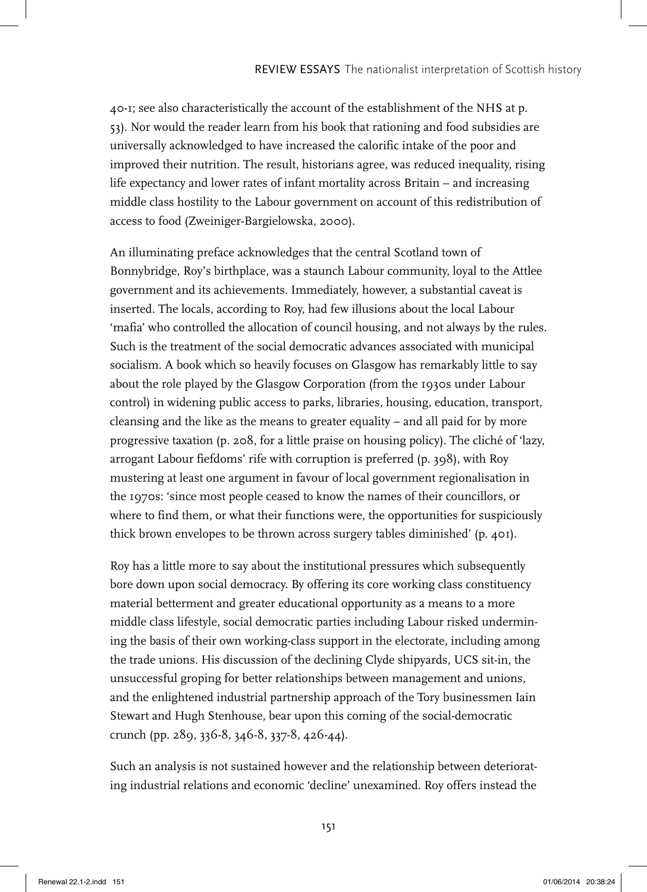40-1; see also characteristically the account of the establishment of the NHS at p. 53). Nor would the reader learn from his book that rationing and food subsidies are universally acknowledged to have increased the calorific intake of the poor and improved their nutrition. The result, historians agree, was reduced inequality, rising life expectancy and lower rates of infant mortality across Britain – and increasing middle class hostility to the Labour government on account of this redistribution of access to food (Zweiniger-Bargielowska, 2000).

An illuminating preface acknowledges that the central Scotland town of Bonnybridge, Roy's birthplace, was a staunch Labour community, loyal to the Attlee government and its achievements. Immediately, however, a substantial caveat is inserted. The locals, according to Roy, had few illusions about the local Labour 'mafia' who controlled the allocation of council housing, and not always by the rules. Such is the treatment of the social democratic advances associated with municipal socialism. A book which so heavily focuses on Glasgow has remarkably little to say about the role played by the Glasgow Corporation (from the 1930s under Labour control) in widening public access to parks, libraries, housing, education, transport, cleansing and the like as the means to greater equality – and all paid for by more progressive taxation (p. 208, for a little praise on housing policy). The cliché of 'lazy, arrogant Labour fiefdoms' rife with corruption is preferred (p. 398), with Roy mustering at least one argument in favour of local government regionalisation in the 1970s: 'since most people ceased to know the names of their councillors, or where to find them, or what their functions were, the opportunities for suspiciously thick brown envelopes to be thrown across surgery tables diminished' (p. 401).

Roy has a little more to say about the institutional pressures which subsequently bore down upon social democracy. By offering its core working class constituency material betterment and greater educational opportunity as a means to a more middle class lifestyle, social democratic parties including Labour risked undermining the basis of their own working-class support in the electorate, including among the trade unions. His discussion of the declining Clyde shipyards, UCS sit-in, the unsuccessful groping for better relationships between management and unions, and the enlightened industrial partnership approach of the Tory businessmen Iain Stewart and Hugh Stenhouse, bear upon this coming of the social-democratic crunch (pp. 289, 336-8, 346-8, 337-8, 426-44).

Such an analysis is not sustained however and the relationship between deteriorating industrial relations and economic 'decline' unexamined. Roy offers instead the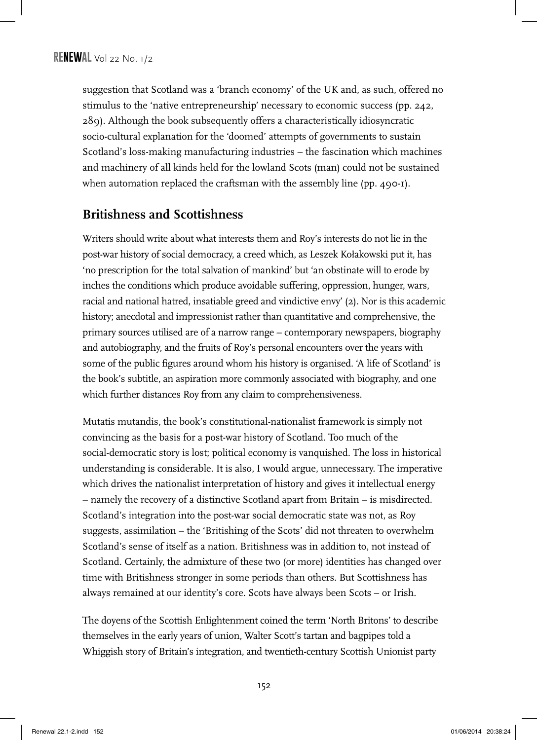suggestion that Scotland was a 'branch economy' of the UK and, as such, offered no stimulus to the 'native entrepreneurship' necessary to economic success (pp. 242, 289). Although the book subsequently offers a characteristically idiosyncratic socio-cultural explanation for the 'doomed' attempts of governments to sustain Scotland's loss-making manufacturing industries – the fascination which machines and machinery of all kinds held for the lowland Scots (man) could not be sustained when automation replaced the craftsman with the assembly line (pp. 490-1).

## Britishness and Scottishness

Writers should write about what interests them and Roy's interests do not lie in the post-war history of social democracy, a creed which, as Leszek Kołakowski put it, has 'no prescription for the total salvation of mankind' but 'an obstinate will to erode by inches the conditions which produce avoidable suffering, oppression, hunger, wars, racial and national hatred, insatiable greed and vindictive envy' (2). Nor is this academic history; anecdotal and impressionist rather than quantitative and comprehensive, the primary sources utilised are of a narrow range – contemporary newspapers, biography and autobiography, and the fruits of Roy's personal encounters over the years with some of the public figures around whom his history is organised. 'A life of Scotland' is the book's subtitle, an aspiration more commonly associated with biography, and one which further distances Roy from any claim to comprehensiveness.

Mutatis mutandis, the book's constitutional-nationalist framework is simply not convincing as the basis for a post-war history of Scotland. Too much of the social-democratic story is lost; political economy is vanquished. The loss in historical understanding is considerable. It is also, I would argue, unnecessary. The imperative which drives the nationalist interpretation of history and gives it intellectual energy – namely the recovery of a distinctive Scotland apart from Britain – is misdirected. Scotland's integration into the post-war social democratic state was not, as Roy suggests, assimilation – the 'Britishing of the Scots' did not threaten to overwhelm Scotland's sense of itself as a nation. Britishness was in addition to, not instead of Scotland. Certainly, the admixture of these two (or more) identities has changed over time with Britishness stronger in some periods than others. But Scottishness has always remained at our identity's core. Scots have always been Scots – or Irish.

The doyens of the Scottish Enlightenment coined the term 'North Britons' to describe themselves in the early years of union, Walter Scott's tartan and bagpipes told a Whiggish story of Britain's integration, and twentieth-century Scottish Unionist party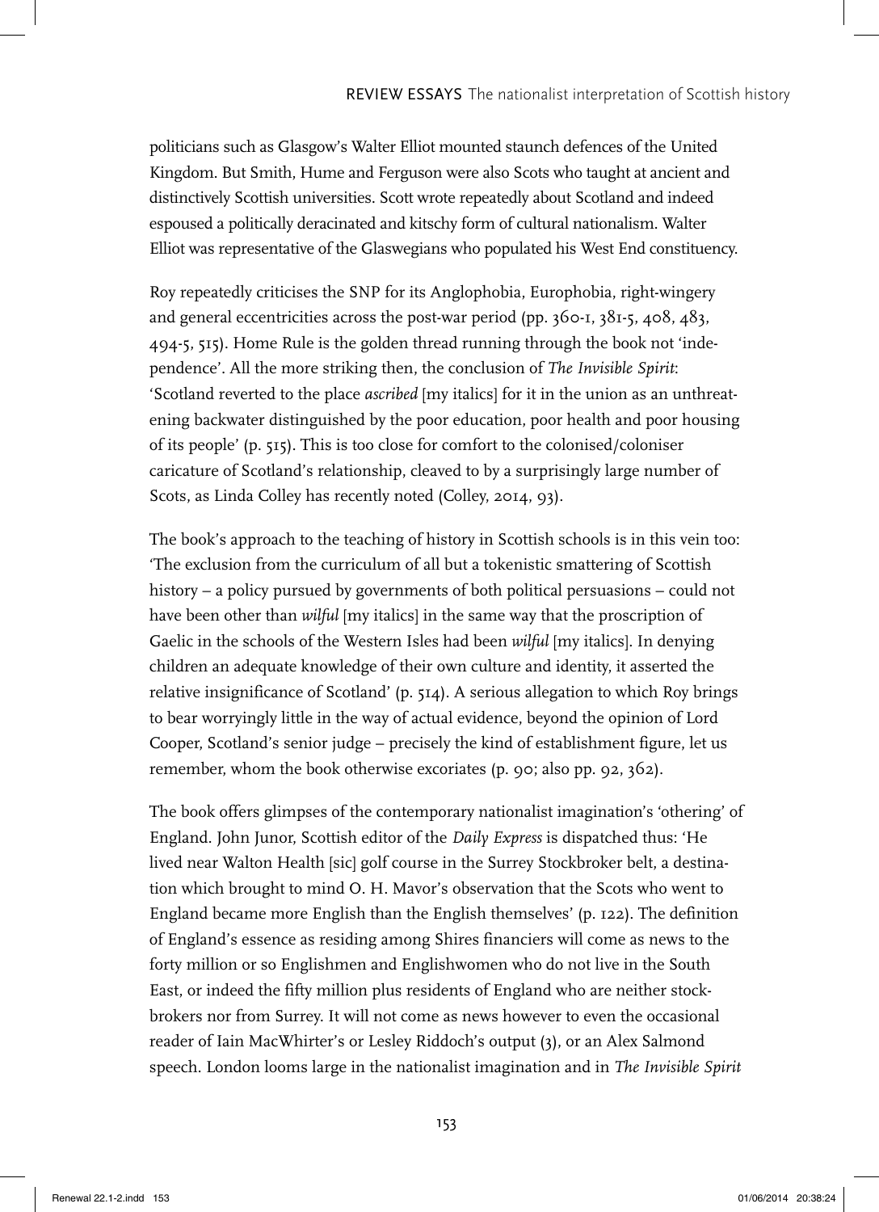politicians such as Glasgow's Walter Elliot mounted staunch defences of the United Kingdom. But Smith, Hume and Ferguson were also Scots who taught at ancient and distinctively Scottish universities. Scott wrote repeatedly about Scotland and indeed espoused a politically deracinated and kitschy form of cultural nationalism. Walter Elliot was representative of the Glaswegians who populated his West End constituency.

Roy repeatedly criticises the SNP for its Anglophobia, Europhobia, right-wingery and general eccentricities across the post-war period (pp. 360-1, 381-5, 408, 483, 494-5, 515). Home Rule is the golden thread running through the book not 'independence'. All the more striking then, the conclusion of *The Invisible Spirit*: 'Scotland reverted to the place *ascribed* [my italics] for it in the union as an unthreatening backwater distinguished by the poor education, poor health and poor housing of its people' (p. 515). This is too close for comfort to the colonised/coloniser caricature of Scotland's relationship, cleaved to by a surprisingly large number of Scots, as Linda Colley has recently noted (Colley, 2014, 93).

The book's approach to the teaching of history in Scottish schools is in this vein too: 'The exclusion from the curriculum of all but a tokenistic smattering of Scottish history – a policy pursued by governments of both political persuasions – could not have been other than *wilful* [my italics] in the same way that the proscription of Gaelic in the schools of the Western Isles had been *wilful* [my italics]. In denying children an adequate knowledge of their own culture and identity, it asserted the relative insignificance of Scotland' (p. 514). A serious allegation to which Roy brings to bear worryingly little in the way of actual evidence, beyond the opinion of Lord Cooper, Scotland's senior judge – precisely the kind of establishment figure, let us remember, whom the book otherwise excoriates (p. 90; also pp. 92, 362).

The book offers glimpses of the contemporary nationalist imagination's 'othering' of England. John Junor, Scottish editor of the *Daily Express* is dispatched thus: 'He lived near Walton Health [sic] golf course in the Surrey Stockbroker belt, a destination which brought to mind O. H. Mavor's observation that the Scots who went to England became more English than the English themselves' (p. 122). The definition of England's essence as residing among Shires financiers will come as news to the forty million or so Englishmen and Englishwomen who do not live in the South East, or indeed the fifty million plus residents of England who are neither stockbrokers nor from Surrey. It will not come as news however to even the occasional reader of Iain MacWhirter's or Lesley Riddoch's output (3), or an Alex Salmond speech. London looms large in the nationalist imagination and in *The Invisible Spirit*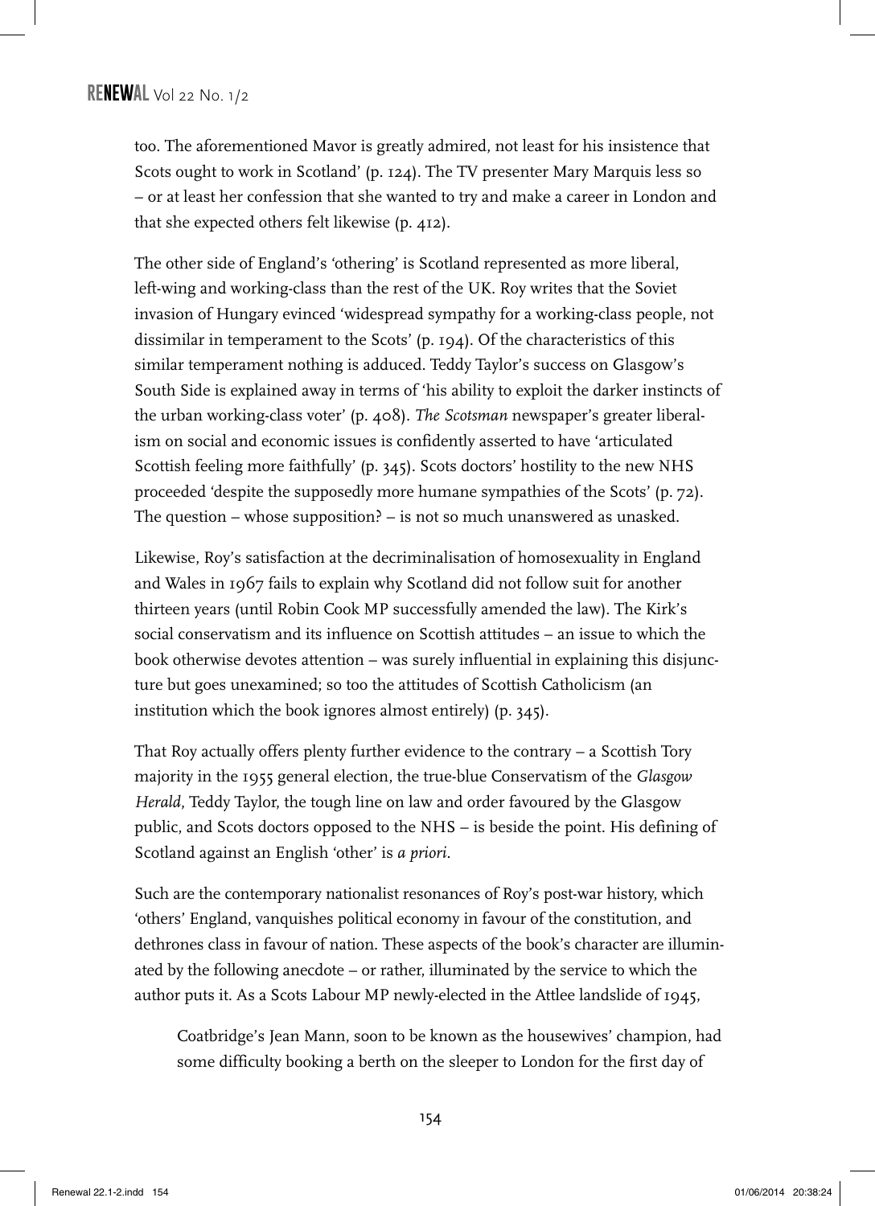too. The aforementioned Mavor is greatly admired, not least for his insistence that Scots ought to work in Scotland' (p. 124). The TV presenter Mary Marquis less so – or at least her confession that she wanted to try and make a career in London and that she expected others felt likewise (p. 412).

The other side of England's 'othering' is Scotland represented as more liberal, left-wing and working-class than the rest of the UK. Roy writes that the Soviet invasion of Hungary evinced 'widespread sympathy for a working-class people, not dissimilar in temperament to the Scots' (p. 194). Of the characteristics of this similar temperament nothing is adduced. Teddy Taylor's success on Glasgow's South Side is explained away in terms of 'his ability to exploit the darker instincts of the urban working-class voter' (p. 408). *The Scotsman* newspaper's greater liberalism on social and economic issues is confidently asserted to have 'articulated Scottish feeling more faithfully' (p. 345). Scots doctors' hostility to the new NHS proceeded 'despite the supposedly more humane sympathies of the Scots' (p. 72). The question – whose supposition? – is not so much unanswered as unasked.

Likewise, Roy's satisfaction at the decriminalisation of homosexuality in England and Wales in 1967 fails to explain why Scotland did not follow suit for another thirteen years (until Robin Cook MP successfully amended the law). The Kirk's social conservatism and its influence on Scottish attitudes – an issue to which the book otherwise devotes attention – was surely influential in explaining this disjuncture but goes unexamined; so too the attitudes of Scottish Catholicism (an institution which the book ignores almost entirely) (p. 345).

That Roy actually offers plenty further evidence to the contrary – a Scottish Tory majority in the 1955 general election, the true-blue Conservatism of the *Glasgow Herald*, Teddy Taylor, the tough line on law and order favoured by the Glasgow public, and Scots doctors opposed to the NHS – is beside the point. His defining of Scotland against an English 'other' is *a priori*.

Such are the contemporary nationalist resonances of Roy's post-war history, which 'others' England, vanquishes political economy in favour of the constitution, and dethrones class in favour of nation. These aspects of the book's character are illuminated by the following anecdote – or rather, illuminated by the service to which the author puts it. As a Scots Labour MP newly-elected in the Attlee landslide of 1945,

> Coatbridge's Jean Mann, soon to be known as the housewives' champion, had some difficulty booking a berth on the sleeper to London for the first day of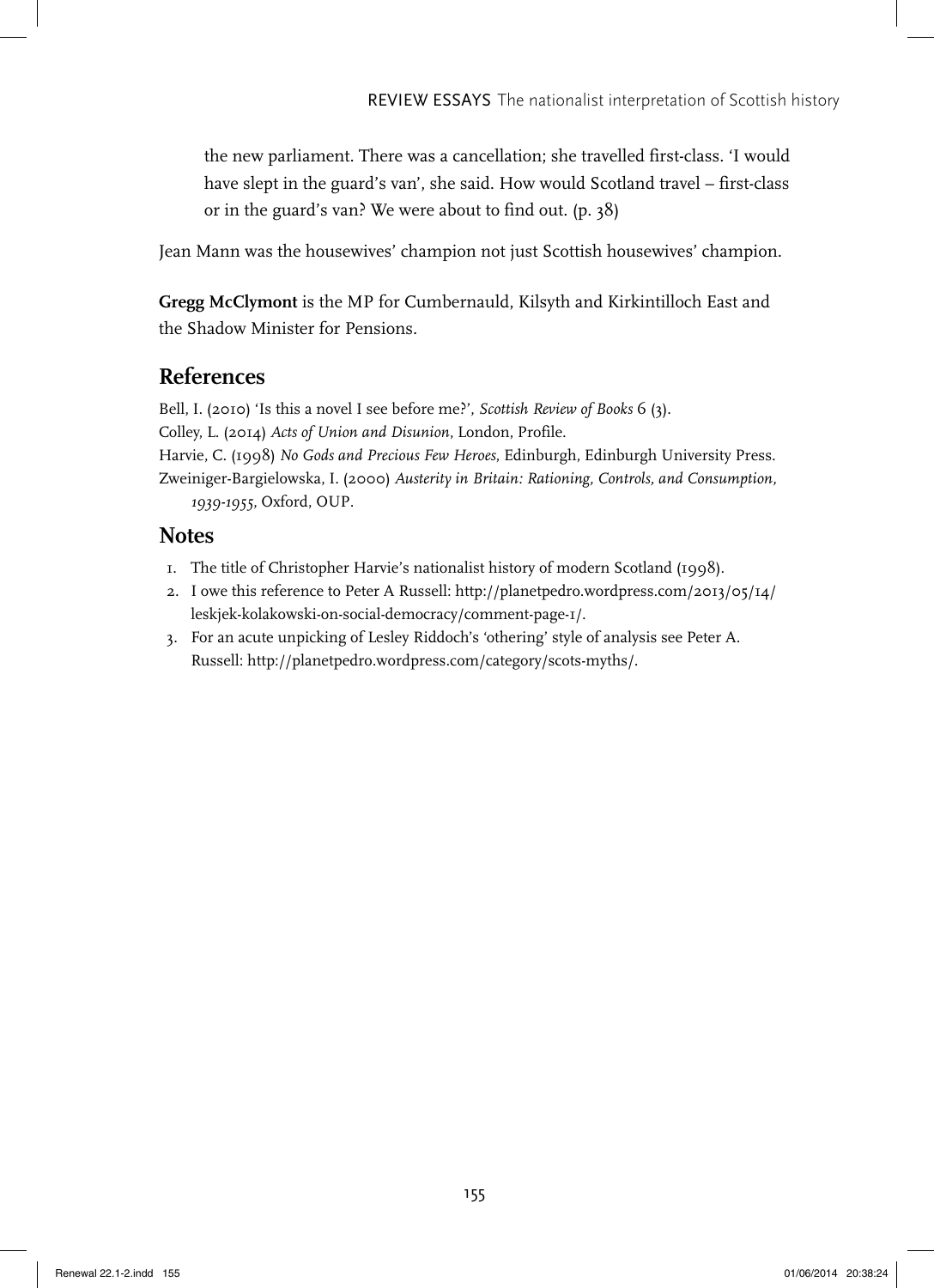> the new parliament. There was a cancellation; she travelled first-class. 'I would have slept in the guard's van', she said. How would Scotland travel – first-class or in the guard's van? We were about to find out. (p. 38)

Jean Mann was the housewives' champion not just Scottish housewives' champion.

**Gregg McClymont** is the MP for Cumbernauld, Kilsyth and Kirkintilloch East and the Shadow Minister for Pensions.

## References

Bell, I. (2010) 'Is this a novel I see before me?', *Scottish Review of Books* 6 (3).

Colley, L. (2014) *Acts of Union and Disunion*, London, Profile.

Harvie, C. (1998) *No Gods and Precious Few Heroes*, Edinburgh, Edinburgh University Press.

Zweiniger-Bargielowska, I. (2000) *Austerity in Britain: Rationing, Controls, and Consumption, 1939-1955*, Oxford, OUP.

## Notes

1. The title of Christopher Harvie's nationalist history of modern Scotland (1998).
2. I owe this reference to Peter A Russell: http://planetpedro.wordpress.com/2013/05/14/leskjek-kolakowski-on-social-democracy/comment-page-1/.
3. For an acute unpicking of Lesley Riddoch's 'othering' style of analysis see Peter A. Russell: http://planetpedro.wordpress.com/category/scots-myths/.